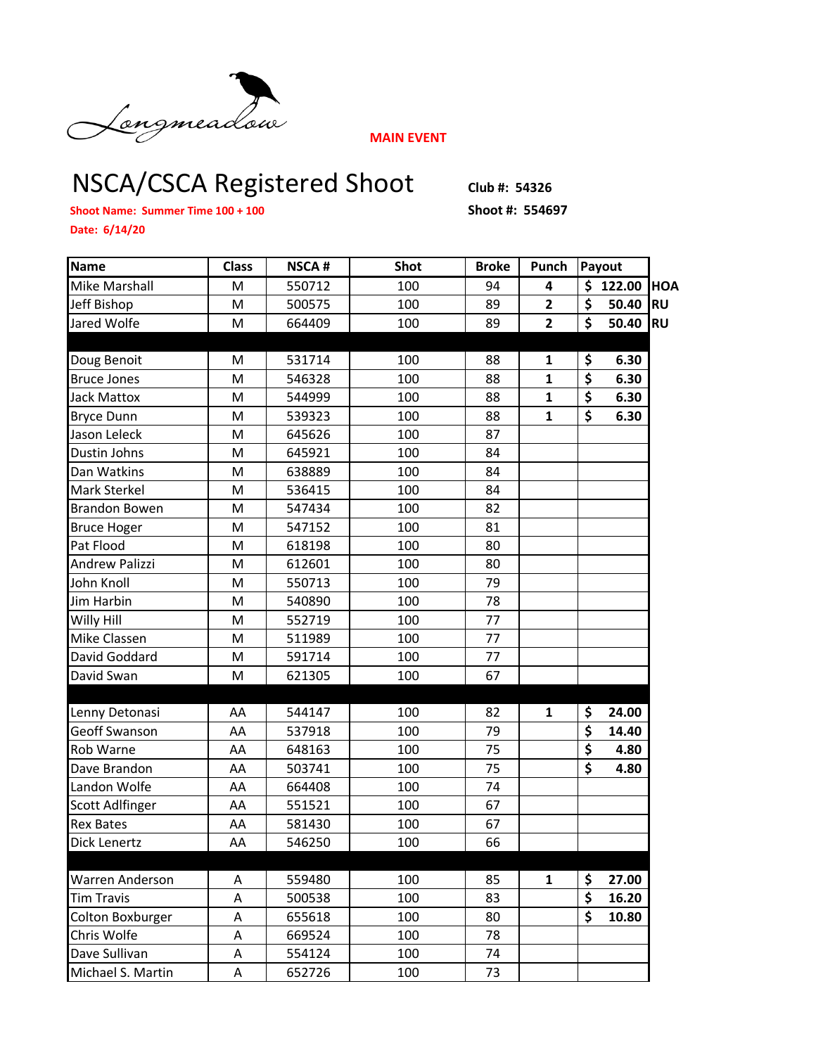Longmeadow

**MAIN EVENT**

# NSCA/CSCA Registered Shoot

**Club #: 54326**

**Shoot Name: Summer Time 100 + 100**

**Shoot #: 554697**

**Date: 6/14/20**

| Name | Class | NSCA # | Shot | Broke | Punch | Payout | |
|---|---|---|---|---|---|---|---|
| Mike Marshall | M | 550712 | 100 | 94 | 4 | $ 122.00 | HOA |
| Jeff Bishop | M | 500575 | 100 | 89 | 2 | $ 50.40 | RU |
| Jared Wolfe | M | 664409 | 100 | 89 | 2 | $ 50.40 | RU |
| | | | | | | | |
| Doug Benoit | M | 531714 | 100 | 88 | 1 | $ 6.30 | |
| Bruce Jones | M | 546328 | 100 | 88 | 1 | $ 6.30 | |
| Jack Mattox | M | 544999 | 100 | 88 | 1 | $ 6.30 | |
| Bryce Dunn | M | 539323 | 100 | 88 | 1 | $ 6.30 | |
| Jason Leleck | M | 645626 | 100 | 87 | | | |
| Dustin Johns | M | 645921 | 100 | 84 | | | |
| Dan Watkins | M | 638889 | 100 | 84 | | | |
| Mark Sterkel | M | 536415 | 100 | 84 | | | |
| Brandon Bowen | M | 547434 | 100 | 82 | | | |
| Bruce Hoger | M | 547152 | 100 | 81 | | | |
| Pat Flood | M | 618198 | 100 | 80 | | | |
| Andrew Palizzi | M | 612601 | 100 | 80 | | | |
| John Knoll | M | 550713 | 100 | 79 | | | |
| Jim Harbin | M | 540890 | 100 | 78 | | | |
| Willy Hill | M | 552719 | 100 | 77 | | | |
| Mike Classen | M | 511989 | 100 | 77 | | | |
| David Goddard | M | 591714 | 100 | 77 | | | |
| David Swan | M | 621305 | 100 | 67 | | | |
| | | | | | | | |
| Lenny Detonasi | AA | 544147 | 100 | 82 | 1 | $ 24.00 | |
| Geoff Swanson | AA | 537918 | 100 | 79 | | $ 14.40 | |
| Rob Warne | AA | 648163 | 100 | 75 | | $ 4.80 | |
| Dave Brandon | AA | 503741 | 100 | 75 | | $ 4.80 | |
| Landon Wolfe | AA | 664408 | 100 | 74 | | | |
| Scott Adlfinger | AA | 551521 | 100 | 67 | | | |
| Rex Bates | AA | 581430 | 100 | 67 | | | |
| Dick Lenertz | AA | 546250 | 100 | 66 | | | |
| | | | | | | | |
| Warren Anderson | A | 559480 | 100 | 85 | 1 | $ 27.00 | |
| Tim Travis | A | 500538 | 100 | 83 | | $ 16.20 | |
| Colton Boxburger | A | 655618 | 100 | 80 | | $ 10.80 | |
| Chris Wolfe | A | 669524 | 100 | 78 | | | |
| Dave Sullivan | A | 554124 | 100 | 74 | | | |
| Michael S. Martin | A | 652726 | 100 | 73 | | | |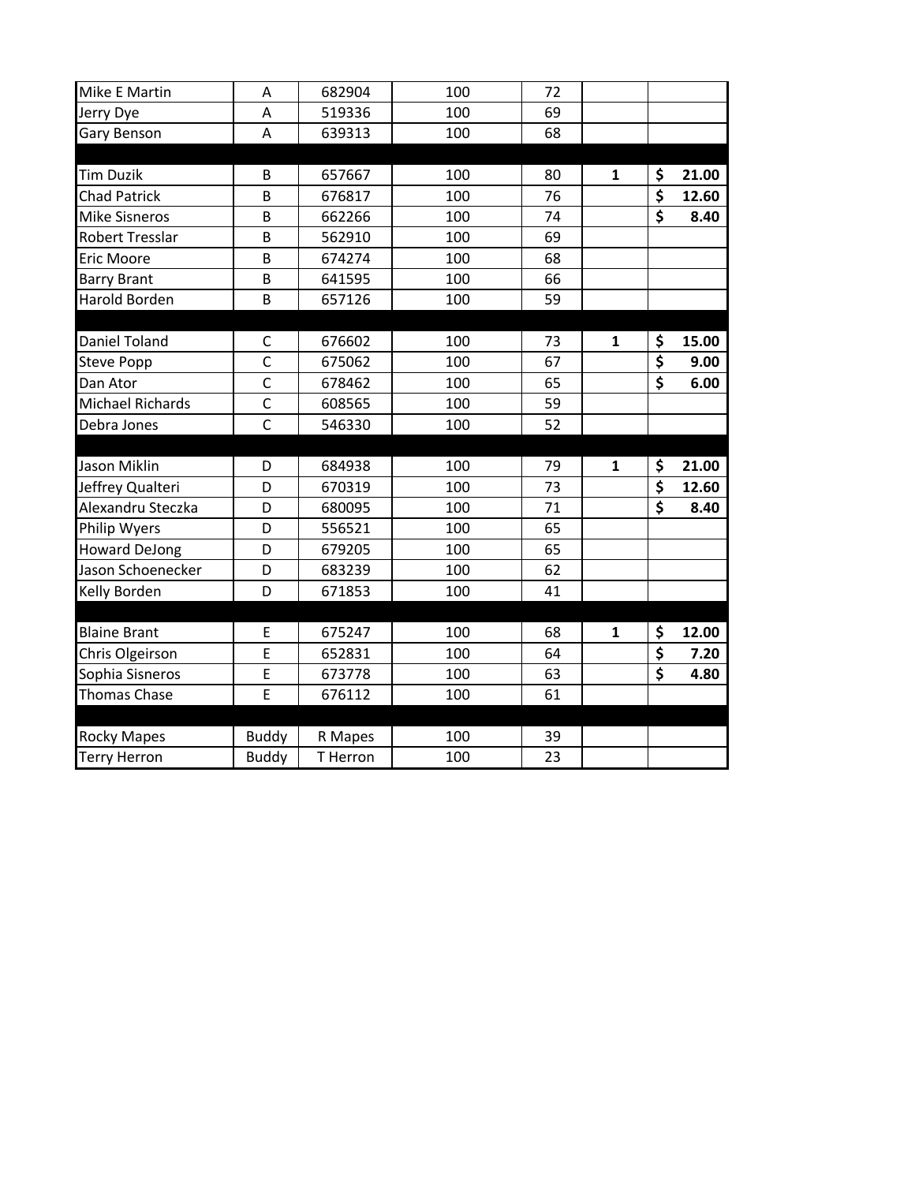| | | | | | | |
|---|---|---|---|---|---|---|
| Mike E Martin | A | 682904 | 100 | 72 | | |
| Jerry Dye | A | 519336 | 100 | 69 | | |
| Gary Benson | A | 639313 | 100 | 68 | | |
| | | | | | | |
| Tim Duzik | B | 657667 | 100 | 80 | **1** | **$ 21.00** |
| Chad Patrick | B | 676817 | 100 | 76 | | **$ 12.60** |
| Mike Sisneros | B | 662266 | 100 | 74 | | **$ 8.40** |
| Robert Tresslar | B | 562910 | 100 | 69 | | |
| Eric Moore | B | 674274 | 100 | 68 | | |
| Barry Brant | B | 641595 | 100 | 66 | | |
| Harold Borden | B | 657126 | 100 | 59 | | |
| | | | | | | |
| Daniel Toland | C | 676602 | 100 | 73 | **1** | **$ 15.00** |
| Steve Popp | C | 675062 | 100 | 67 | | **$ 9.00** |
| Dan Ator | C | 678462 | 100 | 65 | | **$ 6.00** |
| Michael Richards | C | 608565 | 100 | 59 | | |
| Debra Jones | C | 546330 | 100 | 52 | | |
| | | | | | | |
| Jason Miklin | D | 684938 | 100 | 79 | **1** | **$ 21.00** |
| Jeffrey Qualteri | D | 670319 | 100 | 73 | | **$ 12.60** |
| Alexandru Steczka | D | 680095 | 100 | 71 | | **$ 8.40** |
| Philip Wyers | D | 556521 | 100 | 65 | | |
| Howard DeJong | D | 679205 | 100 | 65 | | |
| Jason Schoenecker | D | 683239 | 100 | 62 | | |
| Kelly Borden | D | 671853 | 100 | 41 | | |
| | | | | | | |
| Blaine Brant | E | 675247 | 100 | 68 | **1** | **$ 12.00** |
| Chris Olgeirson | E | 652831 | 100 | 64 | | **$ 7.20** |
| Sophia Sisneros | E | 673778 | 100 | 63 | | **$ 4.80** |
| Thomas Chase | E | 676112 | 100 | 61 | | |
| | | | | | | |
| Rocky Mapes | Buddy | R Mapes | 100 | 39 | | |
| Terry Herron | Buddy | T Herron | 100 | 23 | | |